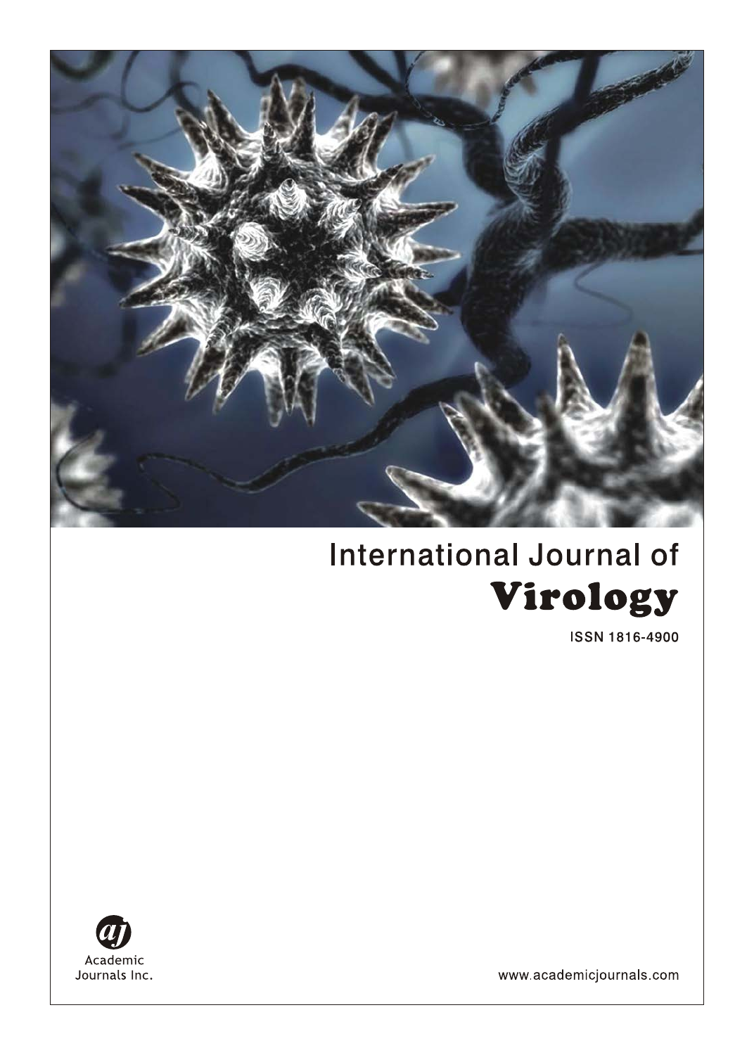# International Journal of **Virology**

ISSN 1816-4900

Academic Journals Inc.

www.academicjournals.com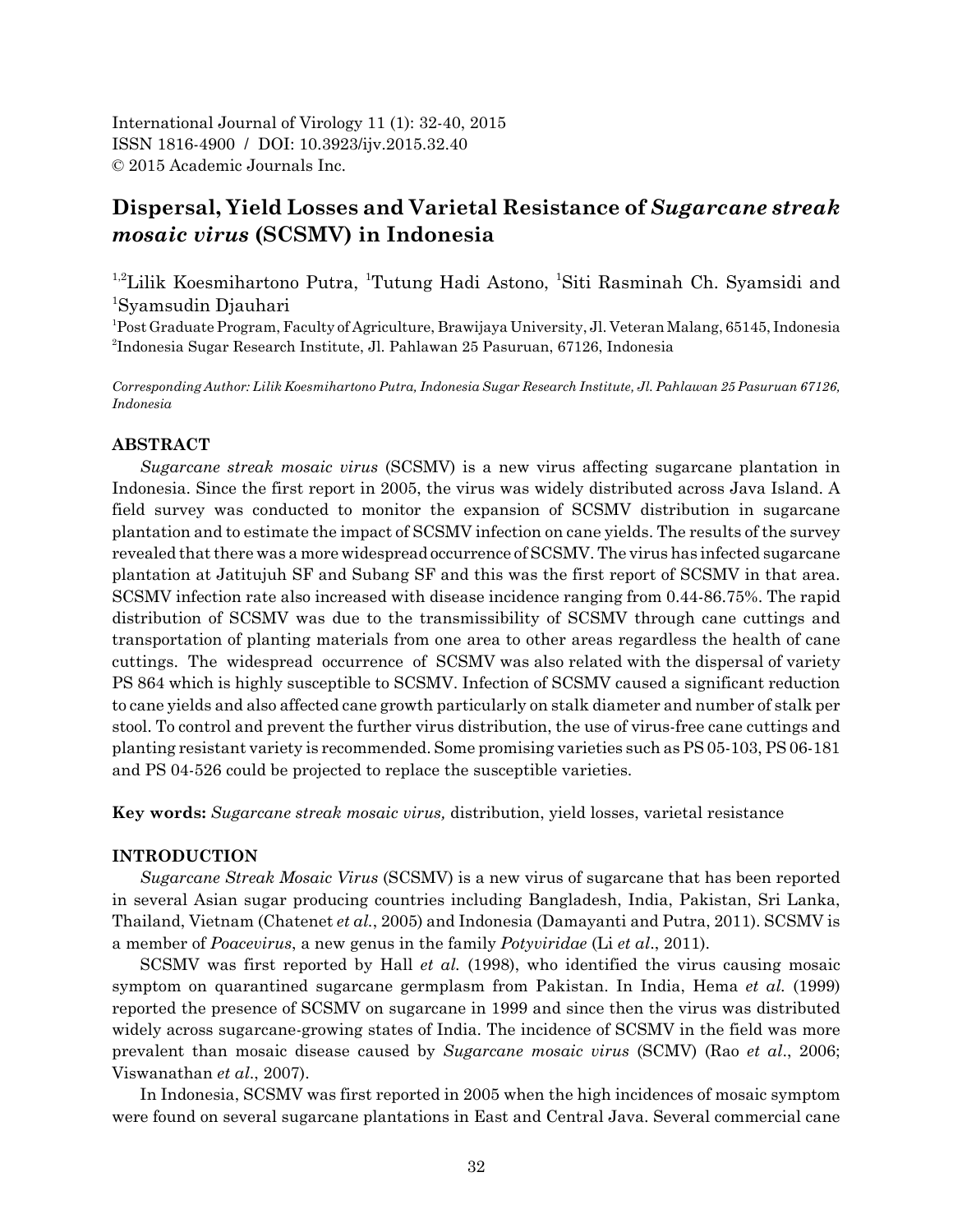International Journal of Virology 11 (1): 32-40, 2015
ISSN 1816-4900 / DOI: 10.3923/ijv.2015.32.40
© 2015 Academic Journals Inc.

# Dispersal, Yield Losses and Varietal Resistance of *Sugarcane streak mosaic virus* (SCSMV) in Indonesia

[1,2]Lilik Koesmihartono Putra, [1]Tutung Hadi Astono, [1]Siti Rasminah Ch. Syamsidi and [1]Syamsudin Djauhari

[1]Post Graduate Program, Faculty of Agriculture, Brawijaya University, Jl. Veteran Malang, 65145, Indonesia
[2]Indonesia Sugar Research Institute, Jl. Pahlawan 25 Pasuruan, 67126, Indonesia

*Corresponding Author: Lilik Koesmihartono Putra, Indonesia Sugar Research Institute, Jl. Pahlawan 25 Pasuruan 67126, Indonesia*

## ABSTRACT

*Sugarcane streak mosaic virus* (SCSMV) is a new virus affecting sugarcane plantation in Indonesia. Since the first report in 2005, the virus was widely distributed across Java Island. A field survey was conducted to monitor the expansion of SCSMV distribution in sugarcane plantation and to estimate the impact of SCSMV infection on cane yields. The results of the survey revealed that there was a more widespread occurrence of SCSMV. The virus has infected sugarcane plantation at Jatitujuh SF and Subang SF and this was the first report of SCSMV in that area. SCSMV infection rate also increased with disease incidence ranging from 0.44-86.75%. The rapid distribution of SCSMV was due to the transmissibility of SCSMV through cane cuttings and transportation of planting materials from one area to other areas regardless the health of cane cuttings. The widespread occurrence of SCSMV was also related with the dispersal of variety PS 864 which is highly susceptible to SCSMV. Infection of SCSMV caused a significant reduction to cane yields and also affected cane growth particularly on stalk diameter and number of stalk per stool. To control and prevent the further virus distribution, the use of virus-free cane cuttings and planting resistant variety is recommended. Some promising varieties such as PS 05-103, PS 06-181 and PS 04-526 could be projected to replace the susceptible varieties.

**Key words:** *Sugarcane streak mosaic virus,* distribution, yield losses, varietal resistance

## INTRODUCTION

*Sugarcane Streak Mosaic Virus* (SCSMV) is a new virus of sugarcane that has been reported in several Asian sugar producing countries including Bangladesh, India, Pakistan, Sri Lanka, Thailand, Vietnam (Chatenet *et al.*, 2005) and Indonesia (Damayanti and Putra, 2011). SCSMV is a member of *Poacevirus*, a new genus in the family *Potyviridae* (Li *et al.*, 2011).

SCSMV was first reported by Hall *et al.* (1998), who identified the virus causing mosaic symptom on quarantined sugarcane germplasm from Pakistan. In India, Hema *et al.* (1999) reported the presence of SCSMV on sugarcane in 1999 and since then the virus was distributed widely across sugarcane-growing states of India. The incidence of SCSMV in the field was more prevalent than mosaic disease caused by *Sugarcane mosaic virus* (SCMV) (Rao *et al.*, 2006; Viswanathan *et al.*, 2007).

In Indonesia, SCSMV was first reported in 2005 when the high incidences of mosaic symptom were found on several sugarcane plantations in East and Central Java. Several commercial cane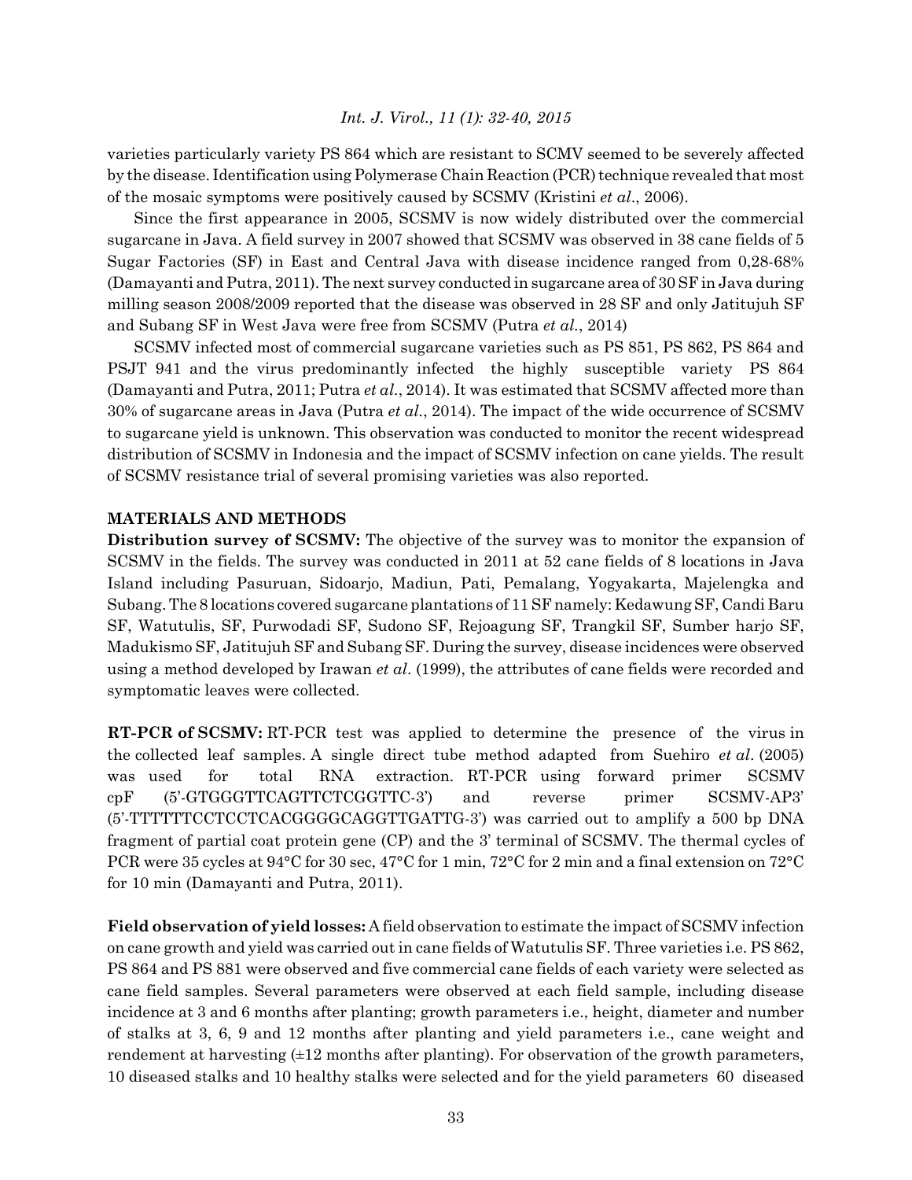varieties particularly variety PS 864 which are resistant to SCMV seemed to be severely affected by the disease. Identification using Polymerase Chain Reaction (PCR) technique revealed that most of the mosaic symptoms were positively caused by SCSMV (Kristini *et al*., 2006).

Since the first appearance in 2005, SCSMV is now widely distributed over the commercial sugarcane in Java. A field survey in 2007 showed that SCSMV was observed in 38 cane fields of 5 Sugar Factories (SF) in East and Central Java with disease incidence ranged from 0,28-68% (Damayanti and Putra, 2011). The next survey conducted in sugarcane area of 30 SF in Java during milling season 2008/2009 reported that the disease was observed in 28 SF and only Jatitujuh SF and Subang SF in West Java were free from SCSMV (Putra *et al*., 2014)

SCSMV infected most of commercial sugarcane varieties such as PS 851, PS 862, PS 864 and PSJT 941 and the virus predominantly infected the highly susceptible variety PS 864 (Damayanti and Putra, 2011; Putra *et al*., 2014). It was estimated that SCSMV affected more than 30% of sugarcane areas in Java (Putra *et al*., 2014). The impact of the wide occurrence of SCSMV to sugarcane yield is unknown. This observation was conducted to monitor the recent widespread distribution of SCSMV in Indonesia and the impact of SCSMV infection on cane yields. The result of SCSMV resistance trial of several promising varieties was also reported.

## MATERIALS AND METHODS

**Distribution survey of SCSMV:** The objective of the survey was to monitor the expansion of SCSMV in the fields. The survey was conducted in 2011 at 52 cane fields of 8 locations in Java Island including Pasuruan, Sidoarjo, Madiun, Pati, Pemalang, Yogyakarta, Majelengka and Subang. The 8 locations covered sugarcane plantations of 11 SF namely: Kedawung SF, Candi Baru SF, Watutulis, SF, Purwodadi SF, Sudono SF, Rejoagung SF, Trangkil SF, Sumber harjo SF, Madukismo SF, Jatitujuh SF and Subang SF. During the survey, disease incidences were observed using a method developed by Irawan *et al*. (1999), the attributes of cane fields were recorded and symptomatic leaves were collected.

**RT-PCR of SCSMV:** RT-PCR test was applied to determine the presence of the virus in the collected leaf samples. A single direct tube method adapted from Suehiro *et al*. (2005) was used for total RNA extraction. RT-PCR using forward primer SCSMV cpF (5'-GTGGGTTCAGTTCTCGGTTC-3') and reverse primer SCSMV-AP3' (5'-TTTTTTCCTCCTCACGGGGCAGGTTGATTG-3') was carried out to amplify a 500 bp DNA fragment of partial coat protein gene (CP) and the 3' terminal of SCSMV. The thermal cycles of PCR were 35 cycles at 94°C for 30 sec, 47°C for 1 min, 72°C for 2 min and a final extension on 72°C for 10 min (Damayanti and Putra, 2011).

**Field observation of yield losses:** A field observation to estimate the impact of SCSMV infection on cane growth and yield was carried out in cane fields of Watutulis SF. Three varieties i.e. PS 862, PS 864 and PS 881 were observed and five commercial cane fields of each variety were selected as cane field samples. Several parameters were observed at each field sample, including disease incidence at 3 and 6 months after planting; growth parameters i.e., height, diameter and number of stalks at 3, 6, 9 and 12 months after planting and yield parameters i.e., cane weight and rendement at harvesting (±12 months after planting). For observation of the growth parameters, 10 diseased stalks and 10 healthy stalks were selected and for the yield parameters 60 diseased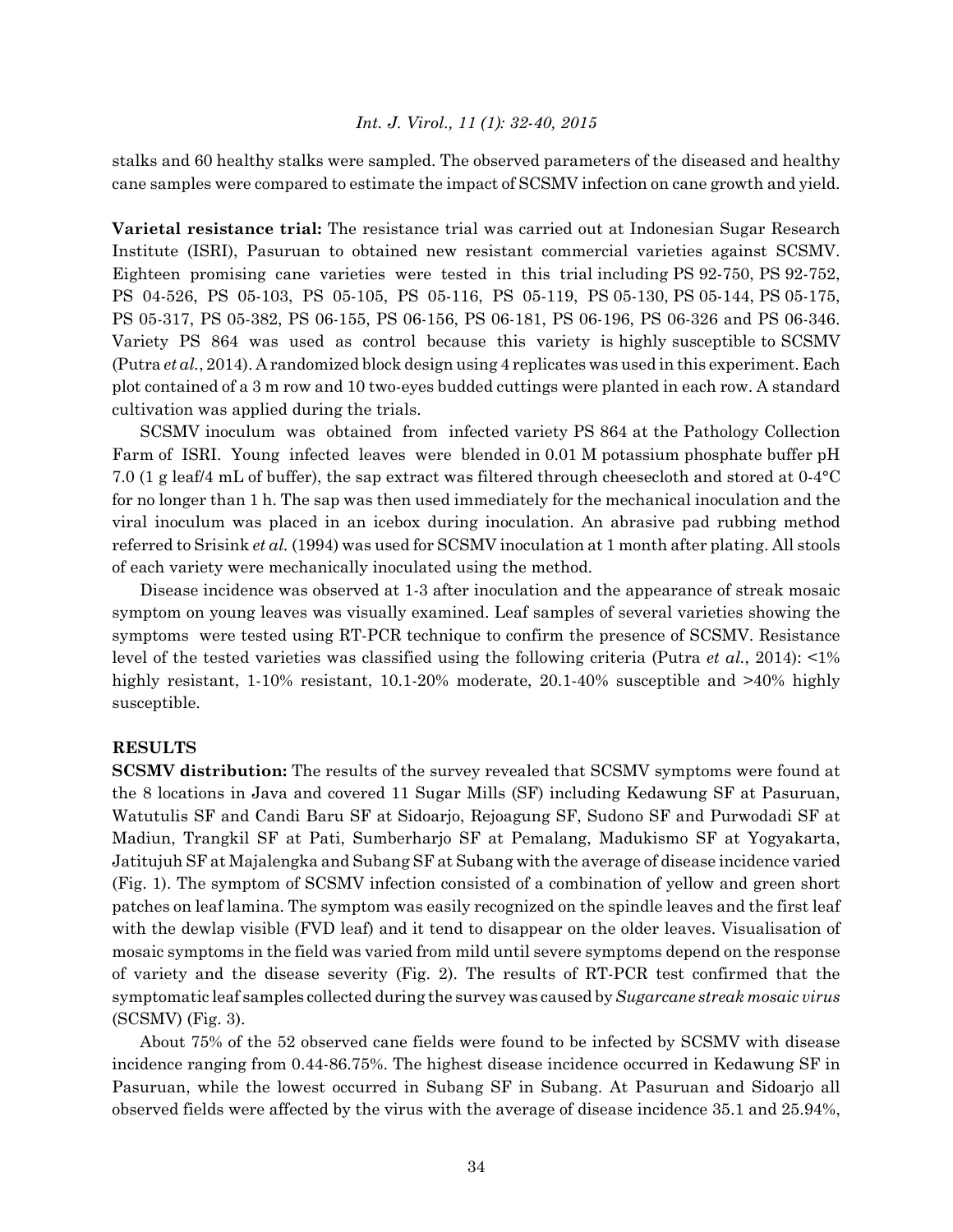stalks and 60 healthy stalks were sampled. The observed parameters of the diseased and healthy cane samples were compared to estimate the impact of SCSMV infection on cane growth and yield.

**Varietal resistance trial:** The resistance trial was carried out at Indonesian Sugar Research Institute (ISRI), Pasuruan to obtained new resistant commercial varieties against SCSMV. Eighteen promising cane varieties were tested in this trial including PS 92-750, PS 92-752, PS 04-526, PS 05-103, PS 05-105, PS 05-116, PS 05-119, PS 05-130, PS 05-144, PS 05-175, PS 05-317, PS 05-382, PS 06-155, PS 06-156, PS 06-181, PS 06-196, PS 06-326 and PS 06-346. Variety PS 864 was used as control because this variety is highly susceptible to SCSMV (Putra *et al.*, 2014). A randomized block design using 4 replicates was used in this experiment. Each plot contained of a 3 m row and 10 two-eyes budded cuttings were planted in each row. A standard cultivation was applied during the trials.

SCSMV inoculum was obtained from infected variety PS 864 at the Pathology Collection Farm of ISRI. Young infected leaves were blended in 0.01 M potassium phosphate buffer pH 7.0 (1 g leaf/4 mL of buffer), the sap extract was filtered through cheesecloth and stored at 0-4°C for no longer than 1 h. The sap was then used immediately for the mechanical inoculation and the viral inoculum was placed in an icebox during inoculation. An abrasive pad rubbing method referred to Srisink *et al.* (1994) was used for SCSMV inoculation at 1 month after plating. All stools of each variety were mechanically inoculated using the method.

Disease incidence was observed at 1-3 after inoculation and the appearance of streak mosaic symptom on young leaves was visually examined. Leaf samples of several varieties showing the symptoms were tested using RT-PCR technique to confirm the presence of SCSMV. Resistance level of the tested varieties was classified using the following criteria (Putra *et al.*, 2014): <1% highly resistant, 1-10% resistant, 10.1-20% moderate, 20.1-40% susceptible and >40% highly susceptible.

## RESULTS

**SCSMV distribution:** The results of the survey revealed that SCSMV symptoms were found at the 8 locations in Java and covered 11 Sugar Mills (SF) including Kedawung SF at Pasuruan, Watutulis SF and Candi Baru SF at Sidoarjo, Rejoagung SF, Sudono SF and Purwodadi SF at Madiun, Trangkil SF at Pati, Sumberharjo SF at Pemalang, Madukismo SF at Yogyakarta, Jatitujuh SF at Majalengka and Subang SF at Subang with the average of disease incidence varied (Fig. 1). The symptom of SCSMV infection consisted of a combination of yellow and green short patches on leaf lamina. The symptom was easily recognized on the spindle leaves and the first leaf with the dewlap visible (FVD leaf) and it tend to disappear on the older leaves. Visualisation of mosaic symptoms in the field was varied from mild until severe symptoms depend on the response of variety and the disease severity (Fig. 2). The results of RT-PCR test confirmed that the symptomatic leaf samples collected during the survey was caused by *Sugarcane streak mosaic virus* (SCSMV) (Fig. 3).

About 75% of the 52 observed cane fields were found to be infected by SCSMV with disease incidence ranging from 0.44-86.75%. The highest disease incidence occurred in Kedawung SF in Pasuruan, while the lowest occurred in Subang SF in Subang. At Pasuruan and Sidoarjo all observed fields were affected by the virus with the average of disease incidence 35.1 and 25.94%,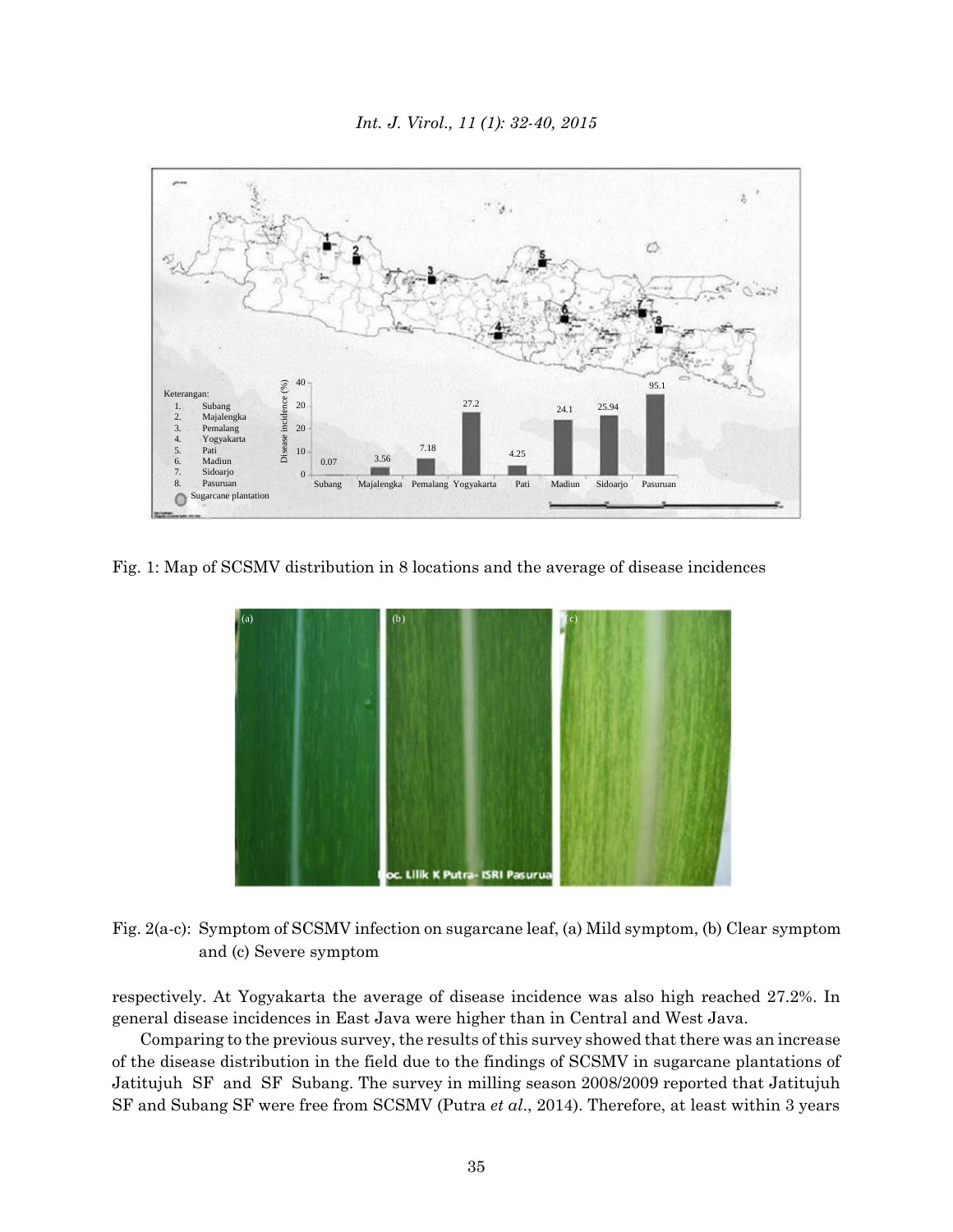Fig. 1: Map of SCSMV distribution in 8 locations and the average of disease incidences

Fig. 2(a-c): Symptom of SCSMV infection on sugarcane leaf, (a) Mild symptom, (b) Clear symptom and (c) Severe symptom

respectively. At Yogyakarta the average of disease incidence was also high reached 27.2%. In general disease incidences in East Java were higher than in Central and West Java.

Comparing to the previous survey, the results of this survey showed that there was an increase of the disease distribution in the field due to the findings of SCSMV in sugarcane plantations of Jatitujuh SF and SF Subang. The survey in milling season 2008/2009 reported that Jatitujuh SF and Subang SF were free from SCSMV (Putra *et al*., 2014). Therefore, at least within 3 years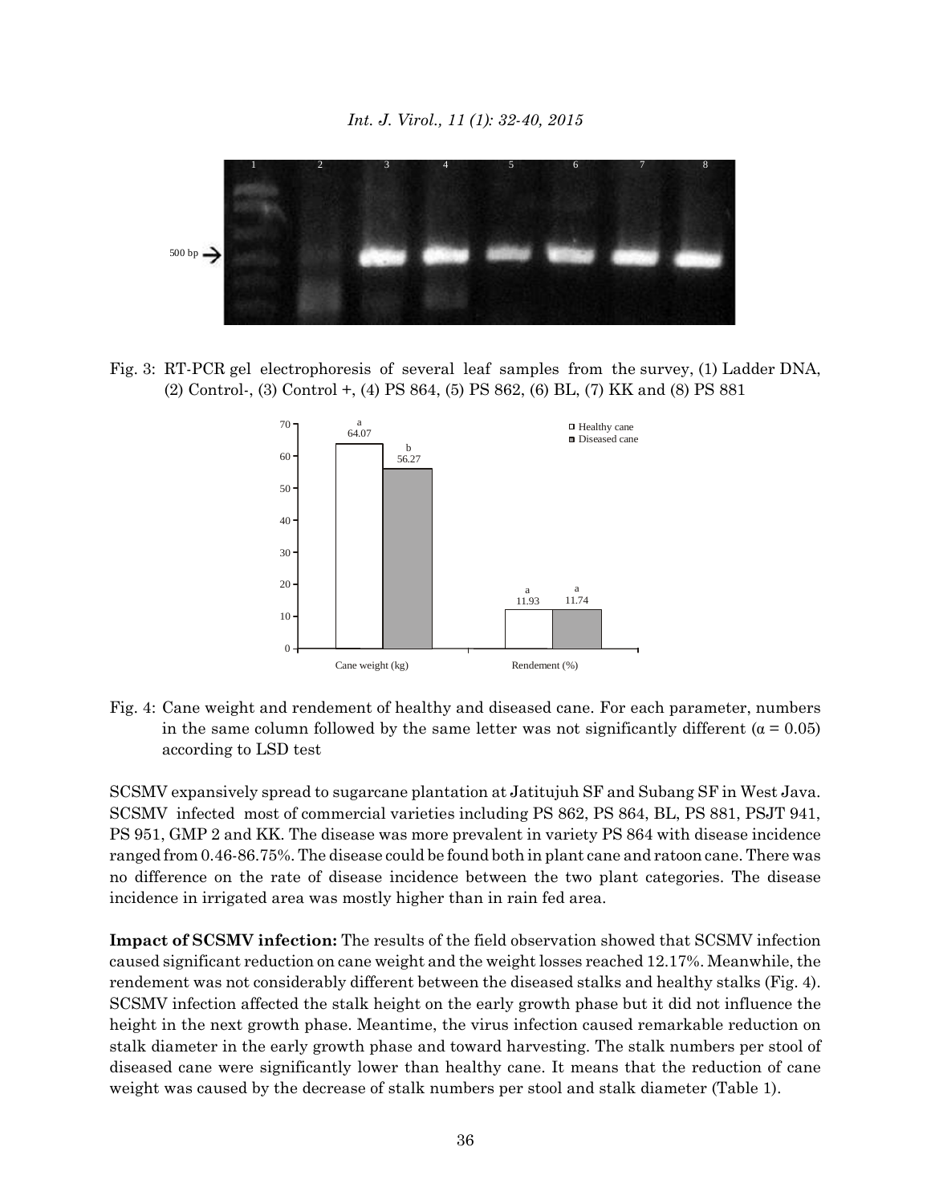Fig. 3: RT-PCR gel electrophoresis of several leaf samples from the survey, (1) Ladder DNA, (2) Control-, (3) Control +, (4) PS 864, (5) PS 862, (6) BL, (7) KK and (8) PS 881

Fig. 4: Cane weight and rendement of healthy and diseased cane. For each parameter, numbers in the same column followed by the same letter was not significantly different ($\alpha = 0.05$) according to LSD test

SCSMV expansively spread to sugarcane plantation at Jatitujuh SF and Subang SF in West Java. SCSMV infected most of commercial varieties including PS 862, PS 864, BL, PS 881, PSJT 941, PS 951, GMP 2 and KK. The disease was more prevalent in variety PS 864 with disease incidence ranged from 0.46-86.75%. The disease could be found both in plant cane and ratoon cane. There was no difference on the rate of disease incidence between the two plant categories. The disease incidence in irrigated area was mostly higher than in rain fed area.

**Impact of SCSMV infection:** The results of the field observation showed that SCSMV infection caused significant reduction on cane weight and the weight losses reached 12.17%. Meanwhile, the rendement was not considerably different between the diseased stalks and healthy stalks (Fig. 4). SCSMV infection affected the stalk height on the early growth phase but it did not influence the height in the next growth phase. Meantime, the virus infection caused remarkable reduction on stalk diameter in the early growth phase and toward harvesting. The stalk numbers per stool of diseased cane were significantly lower than healthy cane. It means that the reduction of cane weight was caused by the decrease of stalk numbers per stool and stalk diameter (Table 1).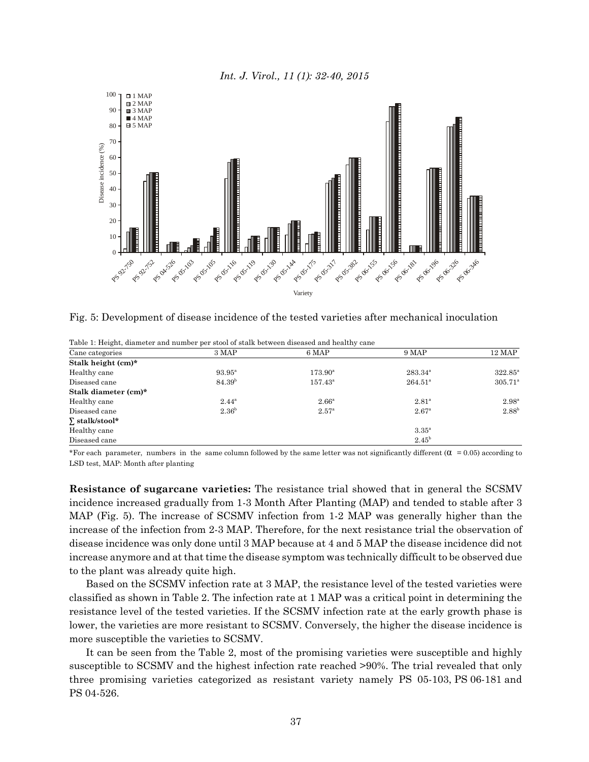Fig. 5: Development of disease incidence of the tested varieties after mechanical inoculation

Table 1: Height, diameter and number per stool of stalk between diseased and healthy cane

| Cane categories | 3 MAP | 6 MAP | 9 MAP | 12 MAP |
|---|---|---|---|---|
| **Stalk height (cm)*** | | | | |
| Healthy cane | 93.95[a] | 173.90[a] | 283.34[a] | 322.85[a] |
| Diseased cane | 84.39[b] | 157.43[a] | 264.51[a] | 305.71[a] |
| **Stalk diameter (cm)*** | | | | |
| Healthy cane | 2.44[a] | 2.66[a] | 2.81[a] | 2.98[a] |
| Diseased cane | 2.36[b] | 2.57[a] | 2.67[a] | 2.88[b] |
| **∑ stalk/stool*** | | | | |
| Healthy cane | | | 3.35[a] | |
| Diseased cane | | | 2.45[b] | |

*For each parameter, numbers in the same column followed by the same letter was not significantly different ($\alpha = 0.05$) according to LSD test, MAP: Month after planting

**Resistance of sugarcane varieties:** The resistance trial showed that in general the SCSMV incidence increased gradually from 1-3 Month After Planting (MAP) and tended to stable after 3 MAP (Fig. 5). The increase of SCSMV infection from 1-2 MAP was generally higher than the increase of the infection from 2-3 MAP. Therefore, for the next resistance trial the observation of disease incidence was only done until 3 MAP because at 4 and 5 MAP the disease incidence did not increase anymore and at that time the disease symptom was technically difficult to be observed due to the plant was already quite high.

Based on the SCSMV infection rate at 3 MAP, the resistance level of the tested varieties were classified as shown in Table 2. The infection rate at 1 MAP was a critical point in determining the resistance level of the tested varieties. If the SCSMV infection rate at the early growth phase is lower, the varieties are more resistant to SCSMV. Conversely, the higher the disease incidence is more susceptible the varieties to SCSMV.

It can be seen from the Table 2, most of the promising varieties were susceptible and highly susceptible to SCSMV and the highest infection rate reached >90%. The trial revealed that only three promising varieties categorized as resistant variety namely PS 05-103, PS 06-181 and PS 04-526.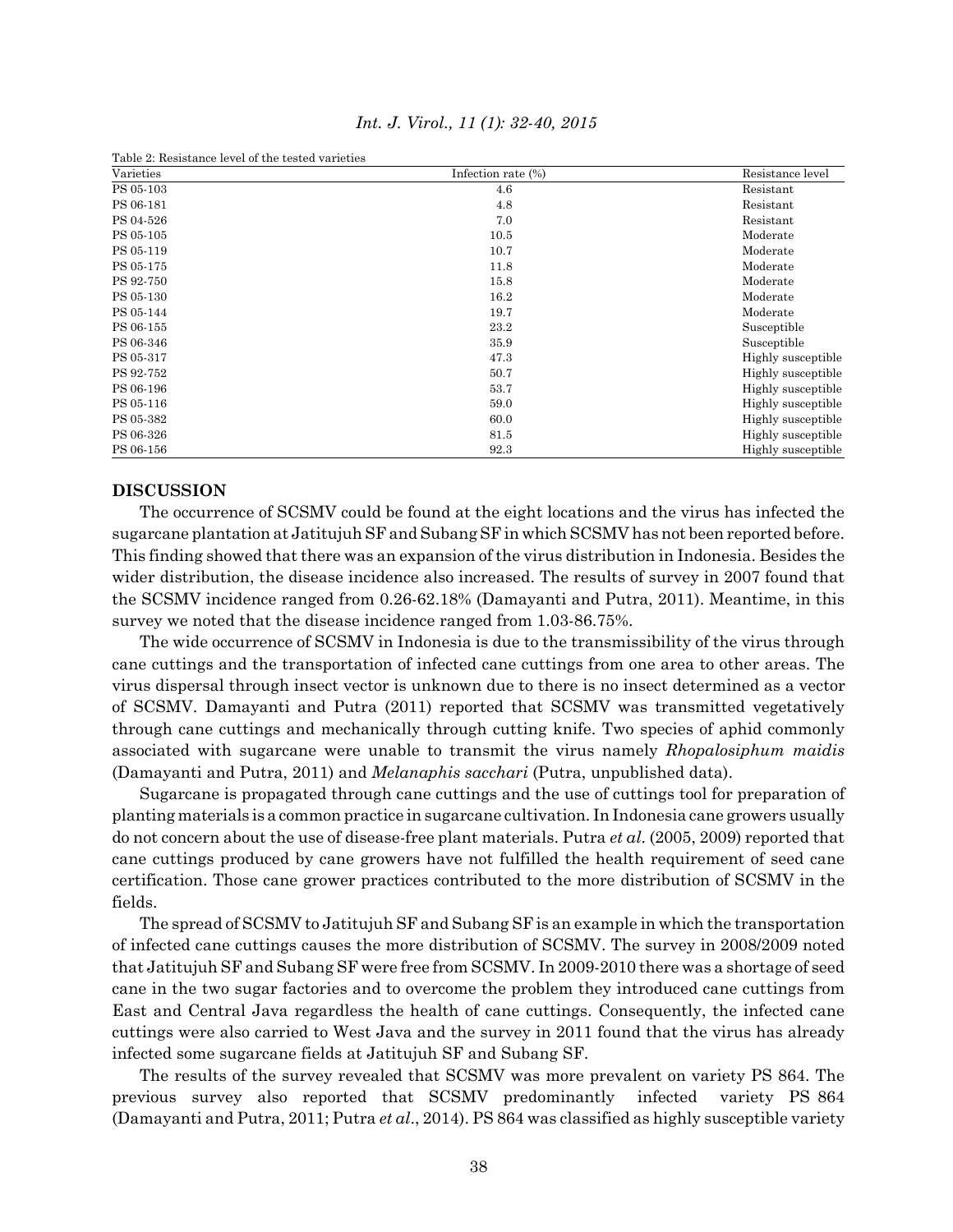Table 2: Resistance level of the tested varieties

| Varieties | Infection rate (%) | Resistance level |
|---|---|---|
| PS 05-103 | 4.6 | Resistant |
| PS 06-181 | 4.8 | Resistant |
| PS 04-526 | 7.0 | Resistant |
| PS 05-105 | 10.5 | Moderate |
| PS 05-119 | 10.7 | Moderate |
| PS 05-175 | 11.8 | Moderate |
| PS 92-750 | 15.8 | Moderate |
| PS 05-130 | 16.2 | Moderate |
| PS 05-144 | 19.7 | Moderate |
| PS 06-155 | 23.2 | Susceptible |
| PS 06-346 | 35.9 | Susceptible |
| PS 05-317 | 47.3 | Highly susceptible |
| PS 92-752 | 50.7 | Highly susceptible |
| PS 06-196 | 53.7 | Highly susceptible |
| PS 05-116 | 59.0 | Highly susceptible |
| PS 05-382 | 60.0 | Highly susceptible |
| PS 06-326 | 81.5 | Highly susceptible |
| PS 06-156 | 92.3 | Highly susceptible |

## DISCUSSION

The occurrence of SCSMV could be found at the eight locations and the virus has infected the sugarcane plantation at Jatitujuh SF and Subang SF in which SCSMV has not been reported before. This finding showed that there was an expansion of the virus distribution in Indonesia. Besides the wider distribution, the disease incidence also increased. The results of survey in 2007 found that the SCSMV incidence ranged from 0.26-62.18% (Damayanti and Putra, 2011). Meantime, in this survey we noted that the disease incidence ranged from 1.03-86.75%.

The wide occurrence of SCSMV in Indonesia is due to the transmissibility of the virus through cane cuttings and the transportation of infected cane cuttings from one area to other areas. The virus dispersal through insect vector is unknown due to there is no insect determined as a vector of SCSMV. Damayanti and Putra (2011) reported that SCSMV was transmitted vegetatively through cane cuttings and mechanically through cutting knife. Two species of aphid commonly associated with sugarcane were unable to transmit the virus namely *Rhopalosiphum maidis* (Damayanti and Putra, 2011) and *Melanaphis sacchari* (Putra, unpublished data).

Sugarcane is propagated through cane cuttings and the use of cuttings tool for preparation of planting materials is a common practice in sugarcane cultivation. In Indonesia cane growers usually do not concern about the use of disease-free plant materials. Putra *et al*. (2005, 2009) reported that cane cuttings produced by cane growers have not fulfilled the health requirement of seed cane certification. Those cane grower practices contributed to the more distribution of SCSMV in the fields.

The spread of SCSMV to Jatitujuh SF and Subang SF is an example in which the transportation of infected cane cuttings causes the more distribution of SCSMV. The survey in 2008/2009 noted that Jatitujuh SF and Subang SF were free from SCSMV. In 2009-2010 there was a shortage of seed cane in the two sugar factories and to overcome the problem they introduced cane cuttings from East and Central Java regardless the health of cane cuttings. Consequently, the infected cane cuttings were also carried to West Java and the survey in 2011 found that the virus has already infected some sugarcane fields at Jatitujuh SF and Subang SF.

The results of the survey revealed that SCSMV was more prevalent on variety PS 864. The previous survey also reported that SCSMV predominantly infected variety PS 864 (Damayanti and Putra, 2011; Putra *et al*., 2014). PS 864 was classified as highly susceptible variety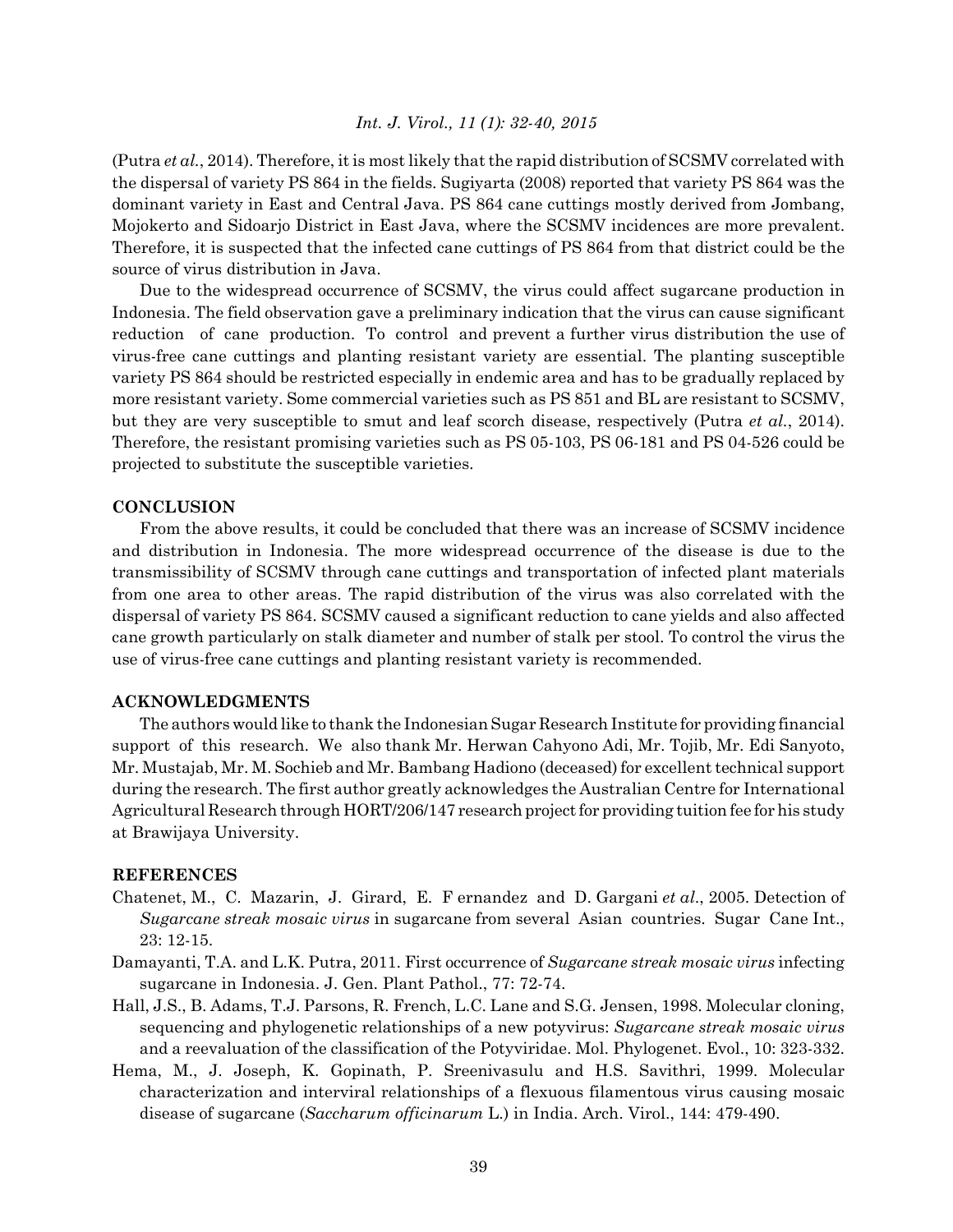(Putra *et al*., 2014). Therefore, it is most likely that the rapid distribution of SCSMV correlated with the dispersal of variety PS 864 in the fields. Sugiyarta (2008) reported that variety PS 864 was the dominant variety in East and Central Java. PS 864 cane cuttings mostly derived from Jombang, Mojokerto and Sidoarjo District in East Java, where the SCSMV incidences are more prevalent. Therefore, it is suspected that the infected cane cuttings of PS 864 from that district could be the source of virus distribution in Java.

Due to the widespread occurrence of SCSMV, the virus could affect sugarcane production in Indonesia. The field observation gave a preliminary indication that the virus can cause significant reduction of cane production. To control and prevent a further virus distribution the use of virus-free cane cuttings and planting resistant variety are essential. The planting susceptible variety PS 864 should be restricted especially in endemic area and has to be gradually replaced by more resistant variety. Some commercial varieties such as PS 851 and BL are resistant to SCSMV, but they are very susceptible to smut and leaf scorch disease, respectively (Putra *et al*., 2014). Therefore, the resistant promising varieties such as PS 05-103, PS 06-181 and PS 04-526 could be projected to substitute the susceptible varieties.

## CONCLUSION

From the above results, it could be concluded that there was an increase of SCSMV incidence and distribution in Indonesia. The more widespread occurrence of the disease is due to the transmissibility of SCSMV through cane cuttings and transportation of infected plant materials from one area to other areas. The rapid distribution of the virus was also correlated with the dispersal of variety PS 864. SCSMV caused a significant reduction to cane yields and also affected cane growth particularly on stalk diameter and number of stalk per stool. To control the virus the use of virus-free cane cuttings and planting resistant variety is recommended.

## ACKNOWLEDGMENTS

The authors would like to thank the Indonesian Sugar Research Institute for providing financial support of this research. We also thank Mr. Herwan Cahyono Adi, Mr. Tojib, Mr. Edi Sanyoto, Mr. Mustajab, Mr. M. Sochieb and Mr. Bambang Hadiono (deceased) for excellent technical support during the research. The first author greatly acknowledges the Australian Centre for International Agricultural Research through HORT/206/147 research project for providing tuition fee for his study at Brawijaya University.

## REFERENCES

Chatenet, M., C. Mazarin, J. Girard, E. Fernandez and D. Gargani *et al*., 2005. Detection of *Sugarcane streak mosaic virus* in sugarcane from several Asian countries. Sugar Cane Int., 23: 12-15.

Damayanti, T.A. and L.K. Putra, 2011. First occurrence of *Sugarcane streak mosaic virus* infecting sugarcane in Indonesia. J. Gen. Plant Pathol., 77: 72-74.

Hall, J.S., B. Adams, T.J. Parsons, R. French, L.C. Lane and S.G. Jensen, 1998. Molecular cloning, sequencing and phylogenetic relationships of a new potyvirus: *Sugarcane streak mosaic virus* and a reevaluation of the classification of the Potyviridae. Mol. Phylogenet. Evol., 10: 323-332.

Hema, M., J. Joseph, K. Gopinath, P. Sreenivasulu and H.S. Savithri, 1999. Molecular characterization and interviral relationships of a flexuous filamentous virus causing mosaic disease of sugarcane (*Saccharum officinarum* L.) in India. Arch. Virol., 144: 479-490.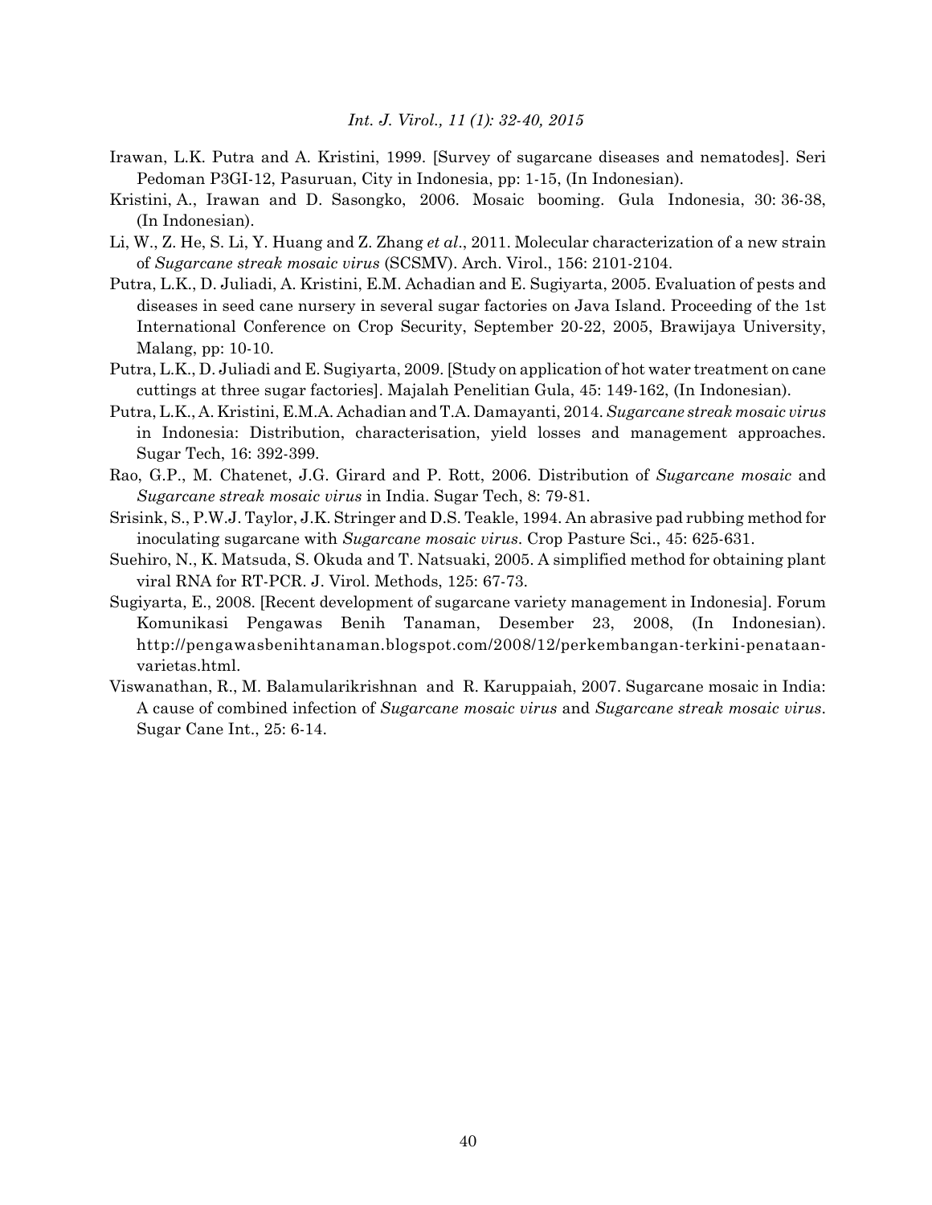Irawan, L.K. Putra and A. Kristini, 1999. [Survey of sugarcane diseases and nematodes]. Seri Pedoman P3GI-12, Pasuruan, City in Indonesia, pp: 1-15, (In Indonesian).

Kristini, A., Irawan and D. Sasongko, 2006. Mosaic booming. Gula Indonesia, 30: 36-38, (In Indonesian).

Li, W., Z. He, S. Li, Y. Huang and Z. Zhang *et al*., 2011. Molecular characterization of a new strain of *Sugarcane streak mosaic virus* (SCSMV). Arch. Virol., 156: 2101-2104.

Putra, L.K., D. Juliadi, A. Kristini, E.M. Achadian and E. Sugiyarta, 2005. Evaluation of pests and diseases in seed cane nursery in several sugar factories on Java Island. Proceeding of the 1st International Conference on Crop Security, September 20-22, 2005, Brawijaya University, Malang, pp: 10-10.

Putra, L.K., D. Juliadi and E. Sugiyarta, 2009. [Study on application of hot water treatment on cane cuttings at three sugar factories]. Majalah Penelitian Gula, 45: 149-162, (In Indonesian).

Putra, L.K., A. Kristini, E.M.A. Achadian and T.A. Damayanti, 2014. *Sugarcane streak mosaic virus* in Indonesia: Distribution, characterisation, yield losses and management approaches. Sugar Tech, 16: 392-399.

Rao, G.P., M. Chatenet, J.G. Girard and P. Rott, 2006. Distribution of *Sugarcane mosaic* and *Sugarcane streak mosaic virus* in India. Sugar Tech, 8: 79-81.

Srisink, S., P.W.J. Taylor, J.K. Stringer and D.S. Teakle, 1994. An abrasive pad rubbing method for inoculating sugarcane with *Sugarcane mosaic virus*. Crop Pasture Sci., 45: 625-631.

Suehiro, N., K. Matsuda, S. Okuda and T. Natsuaki, 2005. A simplified method for obtaining plant viral RNA for RT-PCR. J. Virol. Methods, 125: 67-73.

Sugiyarta, E., 2008. [Recent development of sugarcane variety management in Indonesia]. Forum Komunikasi Pengawas Benih Tanaman, Desember 23, 2008, (In Indonesian). http://pengawasbenihtanaman.blogspot.com/2008/12/perkembangan-terkini-penataan-varietas.html.

Viswanathan, R., M. Balamularikrishnan and R. Karuppaiah, 2007. Sugarcane mosaic in India: A cause of combined infection of *Sugarcane mosaic virus* and *Sugarcane streak mosaic virus*. Sugar Cane Int., 25: 6-14.